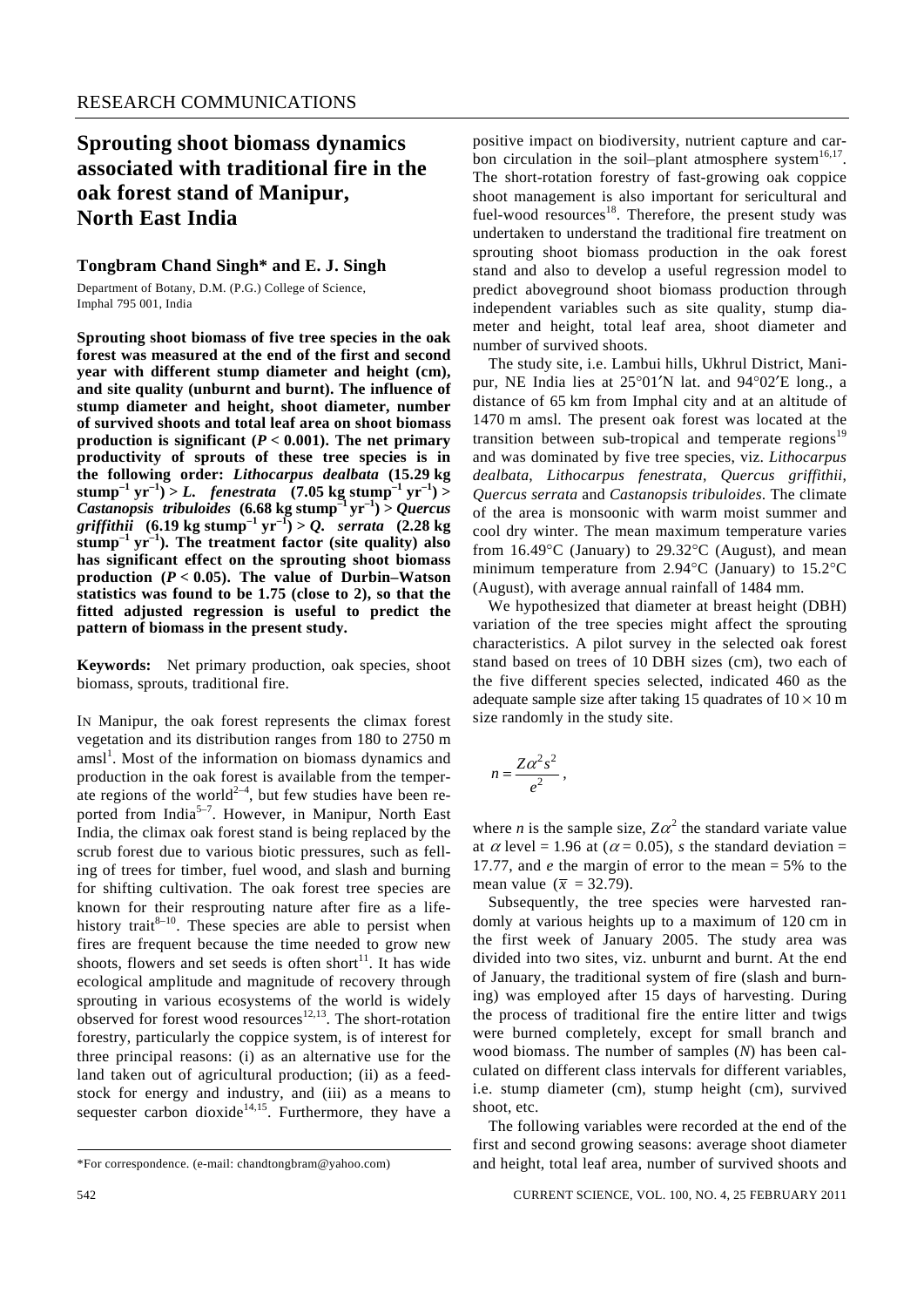RESEARCH COMMUNICATIONS

# Sprouting shoot biomass dynamics associated with traditional fire in the oak forest stand of Manipur, North East India

**Tongbram Chand Singh\* and E. J. Singh**

Department of Botany, D.M. (P.G.) College of Science, Imphal 795 001, India

**Sprouting shoot biomass of five tree species in the oak forest was measured at the end of the first and second year with different stump diameter and height (cm), and site quality (unburnt and burnt). The influence of stump diameter and height, shoot diameter, number of survived shoots and total leaf area on shoot biomass production is significant ($P < 0.001$). The net primary productivity of sprouts of these tree species is in the following order: *Lithocarpus dealbata* (15.29 kg stump$^{-1}$ yr$^{-1}$) > *L. fenestrata* (7.05 kg stump$^{-1}$ yr$^{-1}$) > *Castanopsis tribuloides* (6.68 kg stump$^{-1}$ yr$^{-1}$) > *Quercus griffithii* (6.19 kg stump$^{-1}$ yr$^{-1}$) > *Q. serrata* (2.28 kg stump$^{-1}$ yr$^{-1}$). The treatment factor (site quality) also has significant effect on the sprouting shoot biomass production ($P < 0.05$). The value of Durbin–Watson statistics was found to be 1.75 (close to 2), so that the fitted adjusted regression is useful to predict the pattern of biomass in the present study.**

**Keywords:** Net primary production, oak species, shoot biomass, sprouts, traditional fire.

IN Manipur, the oak forest represents the climax forest vegetation and its distribution ranges from 180 to 2750 m amsl[1]. Most of the information on biomass dynamics and production in the oak forest is available from the temperate regions of the world[2–4], but few studies have been reported from India[5–7]. However, in Manipur, North East India, the climax oak forest stand is being replaced by the scrub forest due to various biotic pressures, such as felling of trees for timber, fuel wood, and slash and burning for shifting cultivation. The oak forest tree species are known for their resprouting nature after fire as a life-history trait[8–10]. These species are able to persist when fires are frequent because the time needed to grow new shoots, flowers and set seeds is often short[11]. It has wide ecological amplitude and magnitude of recovery through sprouting in various ecosystems of the world is widely observed for forest wood resources[12,13]. The short-rotation forestry, particularly the coppice system, is of interest for three principal reasons: (i) as an alternative use for the land taken out of agricultural production; (ii) as a feedstock for energy and industry, and (iii) as a means to sequester carbon dioxide[14,15]. Furthermore, they have a positive impact on biodiversity, nutrient capture and carbon circulation in the soil–plant atmosphere system[16,17]. The short-rotation forestry of fast-growing oak coppice shoot management is also important for sericultural and fuel-wood resources[18]. Therefore, the present study was undertaken to understand the traditional fire treatment on sprouting shoot biomass production in the oak forest stand and also to develop a useful regression model to predict aboveground shoot biomass production through independent variables such as site quality, stump diameter and height, total leaf area, shoot diameter and number of survived shoots.

The study site, i.e. Lambui hills, Ukhrul District, Manipur, NE India lies at 25°01′N lat. and 94°02′E long., a distance of 65 km from Imphal city and at an altitude of 1470 m amsl. The present oak forest was located at the transition between sub-tropical and temperate regions[19] and was dominated by five tree species, viz. *Lithocarpus dealbata*, *Lithocarpus fenestrata*, *Quercus griffithii*, *Quercus serrata* and *Castanopsis tribuloides*. The climate of the area is monsoonic with warm moist summer and cool dry winter. The mean maximum temperature varies from 16.49°C (January) to 29.32°C (August), and mean minimum temperature from 2.94°C (January) to 15.2°C (August), with average annual rainfall of 1484 mm.

We hypothesized that diameter at breast height (DBH) variation of the tree species might affect the sprouting characteristics. A pilot survey in the selected oak forest stand based on trees of 10 DBH sizes (cm), two each of the five different species selected, indicated 460 as the adequate sample size after taking 15 quadrates of $10 \times 10$ m size randomly in the study site.

$$n = \frac{Z\alpha^2 s^2}{e^2},$$

where $n$ is the sample size, $Z\alpha^2$ the standard variate value at $\alpha$ level = 1.96 at ($\alpha = 0.05$), $s$ the standard deviation = 17.77, and $e$ the margin of error to the mean = 5% to the mean value ($\bar{x} = 32.79$).

Subsequently, the tree species were harvested randomly at various heights up to a maximum of 120 cm in the first week of January 2005. The study area was divided into two sites, viz. unburnt and burnt. At the end of January, the traditional system of fire (slash and burning) was employed after 15 days of harvesting. During the process of traditional fire the entire litter and twigs were burned completely, except for small branch and wood biomass. The number of samples ($N$) has been calculated on different class intervals for different variables, i.e. stump diameter (cm), stump height (cm), survived shoot, etc.

The following variables were recorded at the end of the first and second growing seasons: average shoot diameter and height, total leaf area, number of survived shoots and

\*For correspondence. (e-mail: chandtongbram@yahoo.com)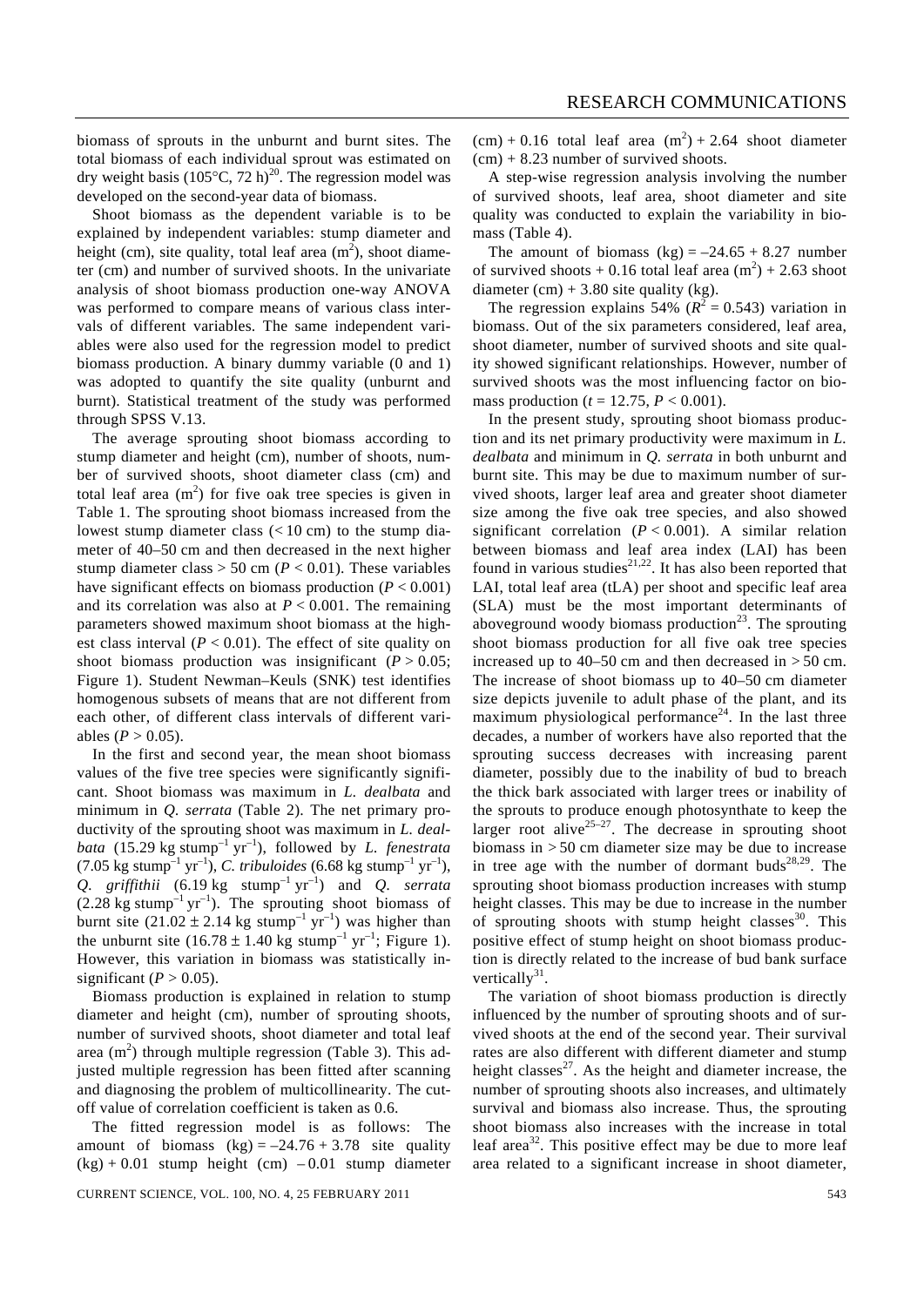biomass of sprouts in the unburnt and burnt sites. The total biomass of each individual sprout was estimated on dry weight basis (105°C, 72 h)[20]. The regression model was developed on the second-year data of biomass.

Shoot biomass as the dependent variable is to be explained by independent variables: stump diameter and height (cm), site quality, total leaf area ($m^2$), shoot diameter (cm) and number of survived shoots. In the univariate analysis of shoot biomass production one-way ANOVA was performed to compare means of various class intervals of different variables. The same independent variables were also used for the regression model to predict biomass production. A binary dummy variable (0 and 1) was adopted to quantify the site quality (unburnt and burnt). Statistical treatment of the study was performed through SPSS V.13.

The average sprouting shoot biomass according to stump diameter and height (cm), number of shoots, number of survived shoots, shoot diameter class (cm) and total leaf area ($m^2$) for five oak tree species is given in Table 1. The sprouting shoot biomass increased from the lowest stump diameter class (< 10 cm) to the stump diameter of 40–50 cm and then decreased in the next higher stump diameter class > 50 cm ($P < 0.01$). These variables have significant effects on biomass production ($P < 0.001$) and its correlation was also at $P < 0.001$. The remaining parameters showed maximum shoot biomass at the highest class interval ($P < 0.01$). The effect of site quality on shoot biomass production was insignificant ($P > 0.05$; Figure 1). Student Newman–Keuls (SNK) test identifies homogenous subsets of means that are not different from each other, of different class intervals of different variables ($P > 0.05$).

In the first and second year, the mean shoot biomass values of the five tree species were significantly significant. Shoot biomass was maximum in *L. dealbata* and minimum in *Q. serrata* (Table 2). The net primary productivity of the sprouting shoot was maximum in *L. dealbata* (15.29 kg stump$^{-1}$ yr$^{-1}$), followed by *L. fenestrata* (7.05 kg stump$^{-1}$ yr$^{-1}$), *C. tribuloides* (6.68 kg stump$^{-1}$ yr$^{-1}$), *Q. griffithii* (6.19 kg stump$^{-1}$ yr$^{-1}$) and *Q. serrata* (2.28 kg stump$^{-1}$ yr$^{-1}$). The sprouting shoot biomass of burnt site (21.02 ± 2.14 kg stump$^{-1}$ yr$^{-1}$) was higher than the unburnt site (16.78 ± 1.40 kg stump$^{-1}$ yr$^{-1}$; Figure 1). However, this variation in biomass was statistically insignificant ($P > 0.05$).

Biomass production is explained in relation to stump diameter and height (cm), number of sprouting shoots, number of survived shoots, shoot diameter and total leaf area ($m^2$) through multiple regression (Table 3). This adjusted multiple regression has been fitted after scanning and diagnosing the problem of multicollinearity. The cut-off value of correlation coefficient is taken as 0.6.

The fitted regression model is as follows: The amount of biomass (kg) = –24.76 + 3.78 site quality (kg) + 0.01 stump height (cm) – 0.01 stump diameter (cm) + 0.16 total leaf area ($m^2$) + 2.64 shoot diameter (cm) + 8.23 number of survived shoots.

A step-wise regression analysis involving the number of survived shoots, leaf area, shoot diameter and site quality was conducted to explain the variability in biomass (Table 4).

The amount of biomass (kg) = –24.65 + 8.27 number of survived shoots + 0.16 total leaf area ($m^2$) + 2.63 shoot diameter (cm) + 3.80 site quality (kg).

The regression explains 54% ($R^2 = 0.543$) variation in biomass. Out of the six parameters considered, leaf area, shoot diameter, number of survived shoots and site quality showed significant relationships. However, number of survived shoots was the most influencing factor on biomass production ($t = 12.75$, $P < 0.001$).

In the present study, sprouting shoot biomass production and its net primary productivity were maximum in *L. dealbata* and minimum in *Q. serrata* in both unburnt and burnt site. This may be due to maximum number of survived shoots, larger leaf area and greater shoot diameter size among the five oak tree species, and also showed significant correlation ($P < 0.001$). A similar relation between biomass and leaf area index (LAI) has been found in various studies[21,22]. It has also been reported that LAI, total leaf area (tLA) per shoot and specific leaf area (SLA) must be the most important determinants of aboveground woody biomass production[23]. The sprouting shoot biomass production for all five oak tree species increased up to 40–50 cm and then decreased in > 50 cm. The increase of shoot biomass up to 40–50 cm diameter size depicts juvenile to adult phase of the plant, and its maximum physiological performance[24]. In the last three decades, a number of workers have also reported that the sprouting success decreases with increasing parent diameter, possibly due to the inability of bud to breach the thick bark associated with larger trees or inability of the sprouts to produce enough photosynthate to keep the larger root alive[25–27]. The decrease in sprouting shoot biomass in > 50 cm diameter size may be due to increase in tree age with the number of dormant buds[28,29]. The sprouting shoot biomass production increases with stump height classes. This may be due to increase in the number of sprouting shoots with stump height classes[30]. This positive effect of stump height on shoot biomass production is directly related to the increase of bud bank surface vertically[31].

The variation of shoot biomass production is directly influenced by the number of sprouting shoots and of survived shoots at the end of the second year. Their survival rates are also different with different diameter and stump height classes[27]. As the height and diameter increase, the number of sprouting shoots also increases, and ultimately survival and biomass also increase. Thus, the sprouting shoot biomass also increases with the increase in total leaf area[32]. This positive effect may be due to more leaf area related to a significant increase in shoot diameter,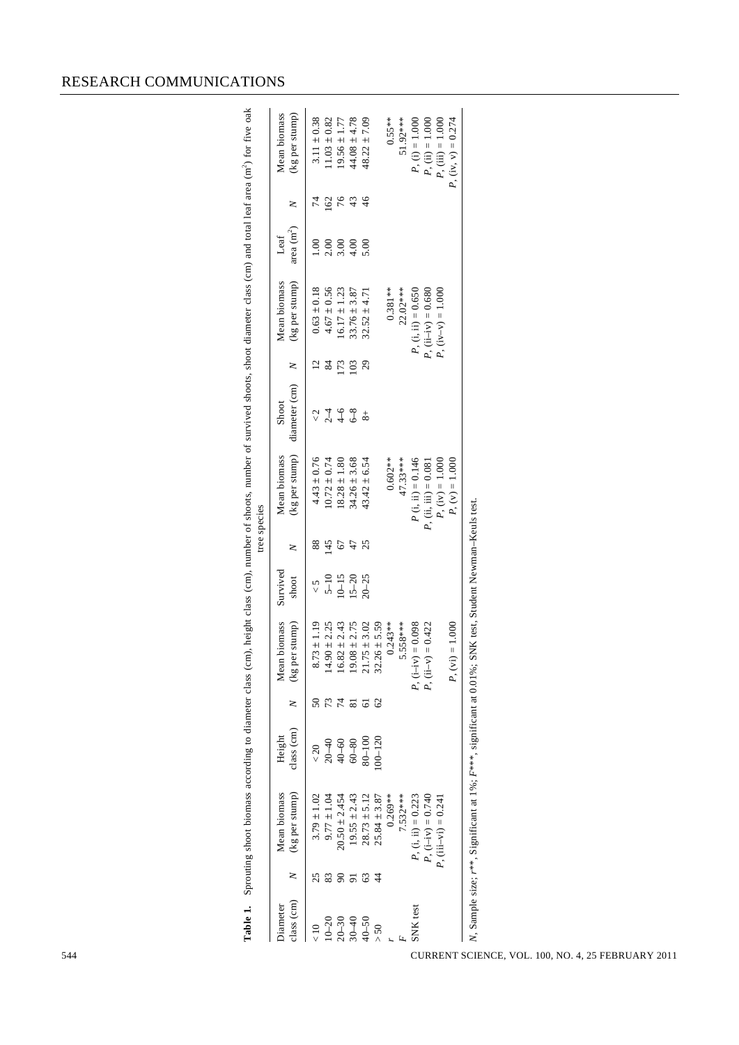**Table 1.** Sprouting shoot biomass according to diameter class (cm), height class (cm), number of survived shoots, shoot diameter class (cm) and total leaf area ($m^2$) for five oak tree species

| Diameter class (cm) | N | Mean biomass (kg per stump) | Height class (cm) | N | Mean biomass (kg per stump) | Survived shoot | N | Mean biomass (kg per stump) | Shoot diameter (cm) | N | Mean biomass (kg per stump) | Leaf area ($m^2$) | N | Mean biomass (kg per stump) |
|---|---|---|---|---|---|---|---|---|---|---|---|---|---|---|
| < 10 | 25 | 3.79 ± 1.02 | < 20 | 50 | 8.73 ± 1.19 | < 5 | 88 | 4.43 ± 0.76 | < 2 | 12 | 0.63 ± 0.18 | 1.00 | 74 | 3.11 ± 0.38 |
| 10–20 | 83 | 9.77 ± 1.04 | 20–40 | 73 | 14.90 ± 2.25 | 5–10 | 145 | 10.72 ± 0.74 | 2–4 | 84 | 4.67 ± 0.56 | 2.00 | 162 | 11.03 ± 0.82 |
| 20–30 | 90 | 20.50 ± 2.454 | 40–60 | 74 | 16.82 ± 2.43 | 10–15 | 67 | 18.28 ± 1.80 | 4–6 | 173 | 16.17 ± 1.23 | 3.00 | 76 | 19.56 ± 1.77 |
| 30–40 | 91 | 19.55 ± 2.43 | 60–80 | 81 | 19.08 ± 2.75 | 15–20 | 47 | 34.26 ± 3.68 | 6–8 | 103 | 33.76 ± 3.87 | 4.00 | 43 | 44.08 ± 4.78 |
| 40–50 | 63 | 28.73 ± 5.12 | 80–100 | 61 | 21.75 ± 3.02 | 20–25 | 25 | 43.42 ± 6.54 | 8+ | 29 | 32.52 ± 4.71 | 5.00 | 46 | 48.22 ± 7.09 |
| > 50 | 44 | 25.84 ± 3.87 | 100–120 | 62 | 32.26 ± 5.59 | | | | | | | | | |
| r | | 0.269** | | | 0.243** | | | 0.602** | | | 0.381** | | | 0.55** |
| F | | 7.532*** | | | 5.558*** | | | 47.33*** | | | 22.02*** | | | 51.92*** |
| SNK test | | P, (i, ii) = 0.223 | | | P, (i–iv) = 0.098 | | | P (i, ii) = 0.146 | | | P, (i, ii) = 0.650 | | | P, (i) = 1.000 |
| | | P, (i–iv) = 0.740 | | | P, (ii–v) = 0.422 | | | P, (ii, iii) = 0.081 | | | P, (ii–iv) = 0.680 | | | P, (ii) = 1.000 |
| | | P, (iii–vi) = 0.241 | | | | | | P, (iv) = 1.000 | | | P, (iv–v) = 1.000 | | | P, (iii) = 1.000 |
| | | | | | P, (vi) = 1.000 | | | P, (v) = 1.000 | | | | | | P, (iv, v) = 0.274 |

N, Sample size; r**, Significant at 1%; F***, significant at 0.01%; SNK test, Student Newman–Keuls test.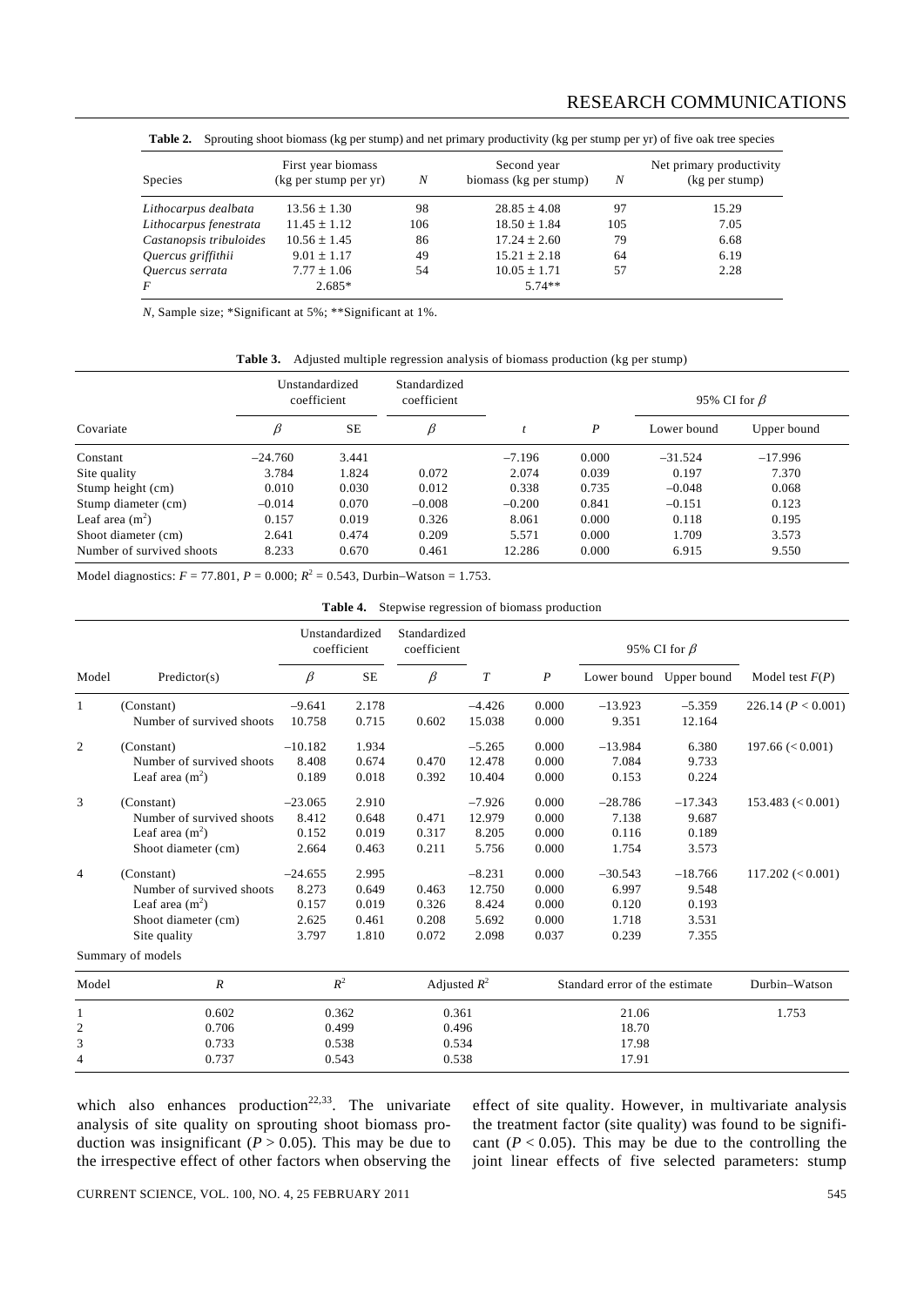**Table 2.** Sprouting shoot biomass (kg per stump) and net primary productivity (kg per stump per yr) of five oak tree species

| Species | First year biomass (kg per stump per yr) | $N$ | Second year biomass (kg per stump) | $N$ | Net primary productivity (kg per stump) |
|---|---|---|---|---|---|
| *Lithocarpus dealbata* | 13.56 ± 1.30 | 98 | 28.85 ± 4.08 | 97 | 15.29 |
| *Lithocarpus fenestrata* | 11.45 ± 1.12 | 106 | 18.50 ± 1.84 | 105 | 7.05 |
| *Castanopsis tribuloides* | 10.56 ± 1.45 | 86 | 17.24 ± 2.60 | 79 | 6.68 |
| *Quercus griffithii* | 9.01 ± 1.17 | 49 | 15.21 ± 2.18 | 64 | 6.19 |
| *Quercus serrata* | 7.77 ± 1.06 | 54 | 10.05 ± 1.71 | 57 | 2.28 |
| $F$ | 2.685* | | 5.74** | | |

$N$, Sample size; *Significant at 5%; **Significant at 1%.

**Table 3.** Adjusted multiple regression analysis of biomass production (kg per stump)

| | Unstandardized coefficient | | Standardized coefficient | | | 95% CI for $\beta$ | |
|---|---|---|---|---|---|---|---|
| Covariate | $\beta$ | SE | $\beta$ | $t$ | $P$ | Lower bound | Upper bound |
| Constant | −24.760 | 3.441 | | −7.196 | 0.000 | −31.524 | −17.996 |
| Site quality | 3.784 | 1.824 | 0.072 | 2.074 | 0.039 | 0.197 | 7.370 |
| Stump height (cm) | 0.010 | 0.030 | 0.012 | 0.338 | 0.735 | −0.048 | 0.068 |
| Stump diameter (cm) | −0.014 | 0.070 | −0.008 | −0.200 | 0.841 | −0.151 | 0.123 |
| Leaf area ($m^2$) | 0.157 | 0.019 | 0.326 | 8.061 | 0.000 | 0.118 | 0.195 |
| Shoot diameter (cm) | 2.641 | 0.474 | 0.209 | 5.571 | 0.000 | 1.709 | 3.573 |
| Number of survived shoots | 8.233 | 0.670 | 0.461 | 12.286 | 0.000 | 6.915 | 9.550 |

Model diagnostics: $F = 77.801$, $P = 0.000$; $R^2 = 0.543$, Durbin–Watson = 1.753.

**Table 4.** Stepwise regression of biomass production

| | | Unstandardized coefficient | | Standardized coefficient | | | 95% CI for $\beta$ | | |
|---|---|---|---|---|---|---|---|---|---|
| Model | Predictor(s) | $\beta$ | SE | $\beta$ | $T$ | $P$ | Lower bound | Upper bound | Model test $F(P)$ |
| 1 | (Constant) | −9.641 | 2.178 | | −4.426 | 0.000 | −13.923 | −5.359 | 226.14 ($P < 0.001$) |
| | Number of survived shoots | 10.758 | 0.715 | 0.602 | 15.038 | 0.000 | 9.351 | 12.164 | |
| 2 | (Constant) | −10.182 | 1.934 | | −5.265 | 0.000 | −13.984 | 6.380 | 197.66 (< 0.001) |
| | Number of survived shoots | 8.408 | 0.674 | 0.470 | 12.478 | 0.000 | 7.084 | 9.733 | |
| | Leaf area ($m^2$) | 0.189 | 0.018 | 0.392 | 10.404 | 0.000 | 0.153 | 0.224 | |
| 3 | (Constant) | −23.065 | 2.910 | | −7.926 | 0.000 | −28.786 | −17.343 | 153.483 (< 0.001) |
| | Number of survived shoots | 8.412 | 0.648 | 0.471 | 12.979 | 0.000 | 7.138 | 9.687 | |
| | Leaf area ($m^2$) | 0.152 | 0.019 | 0.317 | 8.205 | 0.000 | 0.116 | 0.189 | |
| | Shoot diameter (cm) | 2.664 | 0.463 | 0.211 | 5.756 | 0.000 | 1.754 | 3.573 | |
| 4 | (Constant) | −24.655 | 2.995 | | −8.231 | 0.000 | −30.543 | −18.766 | 117.202 (< 0.001) |
| | Number of survived shoots | 8.273 | 0.649 | 0.463 | 12.750 | 0.000 | 6.997 | 9.548 | |
| | Leaf area ($m^2$) | 0.157 | 0.019 | 0.326 | 8.424 | 0.000 | 0.120 | 0.193 | |
| | Shoot diameter (cm) | 2.625 | 0.461 | 0.208 | 5.692 | 0.000 | 1.718 | 3.531 | |
| | Site quality | 3.797 | 1.810 | 0.072 | 2.098 | 0.037 | 0.239 | 7.355 | |

Summary of models

| Model | $R$ | $R^2$ | Adjusted $R^2$ | Standard error of the estimate | Durbin–Watson |
|---|---|---|---|---|---|
| 1 | 0.602 | 0.362 | 0.361 | 21.06 | 1.753 |
| 2 | 0.706 | 0.499 | 0.496 | 18.70 | |
| 3 | 0.733 | 0.538 | 0.534 | 17.98 | |
| 4 | 0.737 | 0.543 | 0.538 | 17.91 | |

which also enhances production[22,33]. The univariate analysis of site quality on sprouting shoot biomass production was insignificant ($P > 0.05$). This may be due to the irrespective effect of other factors when observing the effect of site quality. However, in multivariate analysis the treatment factor (site quality) was found to be significant ($P < 0.05$). This may be due to the controlling the joint linear effects of five selected parameters: stump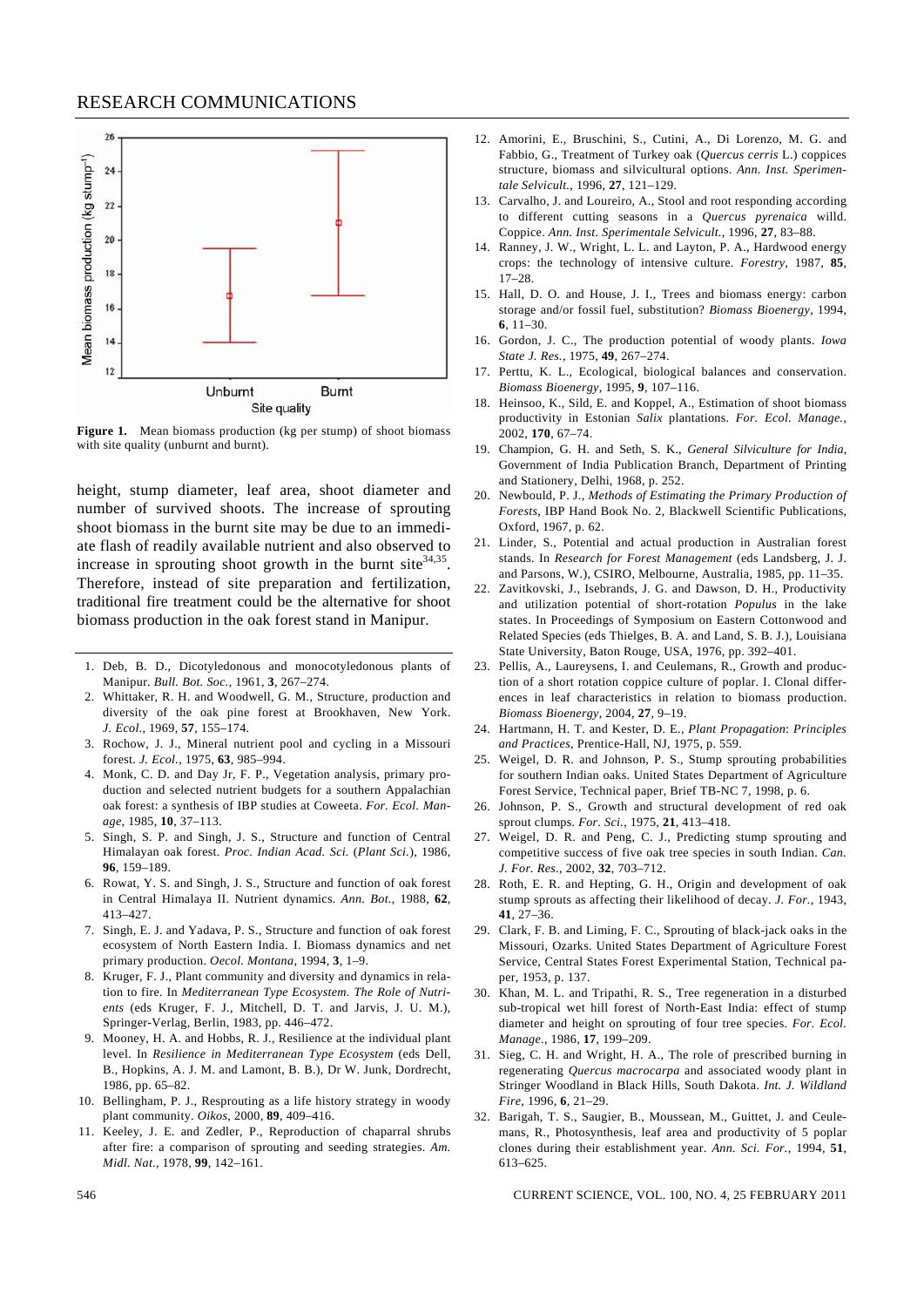Figure 1. Mean biomass production (kg per stump) of shoot biomass with site quality (unburnt and burnt).

height, stump diameter, leaf area, shoot diameter and number of survived shoots. The increase of sprouting shoot biomass in the burnt site may be due to an immediate flash of readily available nutrient and also observed to increase in sprouting shoot growth in the burnt site[34,35]. Therefore, instead of site preparation and fertilization, traditional fire treatment could be the alternative for shoot biomass production in the oak forest stand in Manipur.

1. Deb, B. D., Dicotyledonous and monocotyledonous plants of Manipur. *Bull. Bot. Soc.*, 1961, **3**, 267–274.
2. Whittaker, R. H. and Woodwell, G. M., Structure, production and diversity of the oak pine forest at Brookhaven, New York. *J. Ecol.*, 1969, **57**, 155–174.
3. Rochow, J. J., Mineral nutrient pool and cycling in a Missouri forest. *J. Ecol.*, 1975, **63**, 985–994.
4. Monk, C. D. and Day Jr, F. P., Vegetation analysis, primary production and selected nutrient budgets for a southern Appalachian oak forest: a synthesis of IBP studies at Coweeta. *For. Ecol. Manage*, 1985, **10**, 37–113.
5. Singh, S. P. and Singh, J. S., Structure and function of Central Himalayan oak forest. *Proc. Indian Acad. Sci.* (*Plant Sci.*), 1986, **96**, 159–189.
6. Rowat, Y. S. and Singh, J. S., Structure and function of oak forest in Central Himalaya II. Nutrient dynamics. *Ann. Bot.*, 1988, **62**, 413–427.
7. Singh, E. J. and Yadava, P. S., Structure and function of oak forest ecosystem of North Eastern India. I. Biomass dynamics and net primary production. *Oecol. Montana*, 1994, **3**, 1–9.
8. Kruger, F. J., Plant community and diversity and dynamics in relation to fire. In *Mediterranean Type Ecosystem. The Role of Nutrients* (eds Kruger, F. J., Mitchell, D. T. and Jarvis, J. U. M.), Springer-Verlag, Berlin, 1983, pp. 446–472.
9. Mooney, H. A. and Hobbs, R. J., Resilience at the individual plant level. In *Resilience in Mediterranean Type Ecosystem* (eds Dell, B., Hopkins, A. J. M. and Lamont, B. B.), Dr W. Junk, Dordrecht, 1986, pp. 65–82.
10. Bellingham, P. J., Resprouting as a life history strategy in woody plant community. *Oikos*, 2000, **89**, 409–416.
11. Keeley, J. E. and Zedler, P., Reproduction of chaparral shrubs after fire: a comparison of sprouting and seeding strategies. *Am. Midl. Nat.*, 1978, **99**, 142–161.
12. Amorini, E., Bruschini, S., Cutini, A., Di Lorenzo, M. G. and Fabbio, G., Treatment of Turkey oak (*Quercus cerris* L.) coppices structure, biomass and silvicultural options. *Ann. Inst. Sperimentale Selvicult.*, 1996, **27**, 121–129.
13. Carvalho, J. and Loureiro, A., Stool and root responding according to different cutting seasons in a *Quercus pyrenaica* willd. Coppice. *Ann. Inst. Sperimentale Selvicult.*, 1996, **27**, 83–88.
14. Ranney, J. W., Wright, L. L. and Layton, P. A., Hardwood energy crops: the technology of intensive culture. *Forestry*, 1987, **85**, 17–28.
15. Hall, D. O. and House, J. I., Trees and biomass energy: carbon storage and/or fossil fuel, substitution? *Biomass Bioenergy*, 1994, **6**, 11–30.
16. Gordon, J. C., The production potential of woody plants. *Iowa State J. Res.*, 1975, **49**, 267–274.
17. Perttu, K. L., Ecological, biological balances and conservation. *Biomass Bioenergy*, 1995, **9**, 107–116.
18. Heinsoo, K., Sild, E. and Koppel, A., Estimation of shoot biomass productivity in Estonian *Salix* plantations. *For. Ecol. Manage.*, 2002, **170**, 67–74.
19. Champion, G. H. and Seth, S. K., *General Silviculture for India*, Government of India Publication Branch, Department of Printing and Stationery, Delhi, 1968, p. 252.
20. Newbould, P. J., *Methods of Estimating the Primary Production of Forests*, IBP Hand Book No. 2, Blackwell Scientific Publications, Oxford, 1967, p. 62.
21. Linder, S., Potential and actual production in Australian forest stands. In *Research for Forest Management* (eds Landsberg, J. J. and Parsons, W.), CSIRO, Melbourne, Australia, 1985, pp. 11–35.
22. Zavitkovski, J., Isebrands, J. G. and Dawson, D. H., Productivity and utilization potential of short-rotation *Populus* in the lake states. In Proceedings of Symposium on Eastern Cottonwood and Related Species (eds Thielges, B. A. and Land, S. B. J.), Louisiana State University, Baton Rouge, USA, 1976, pp. 392–401.
23. Pellis, A., Laureysens, I. and Ceulemans, R., Growth and production of a short rotation coppice culture of poplar. I. Clonal differences in leaf characteristics in relation to biomass production. *Biomass Bioenergy*, 2004, **27**, 9–19.
24. Hartmann, H. T. and Kester, D. E., *Plant Propagation*: *Principles and Practices*, Prentice-Hall, NJ, 1975, p. 559.
25. Weigel, D. R. and Johnson, P. S., Stump sprouting probabilities for southern Indian oaks. United States Department of Agriculture Forest Service, Technical paper, Brief TB-NC 7, 1998, p. 6.
26. Johnson, P. S., Growth and structural development of red oak sprout clumps. *For. Sci.*, 1975, **21**, 413–418.
27. Weigel, D. R. and Peng, C. J., Predicting stump sprouting and competitive success of five oak tree species in south Indian. *Can. J. For. Res.*, 2002, **32**, 703–712.
28. Roth, E. R. and Hepting, G. H., Origin and development of oak stump sprouts as affecting their likelihood of decay. *J. For.*, 1943, **41**, 27–36.
29. Clark, F. B. and Liming, F. C., Sprouting of black-jack oaks in the Missouri, Ozarks. United States Department of Agriculture Forest Service, Central States Forest Experimental Station, Technical paper, 1953, p. 137.
30. Khan, M. L. and Tripathi, R. S., Tree regeneration in a disturbed sub-tropical wet hill forest of North-East India: effect of stump diameter and height on sprouting of four tree species. *For. Ecol. Manage.*, 1986, **17**, 199–209.
31. Sieg, C. H. and Wright, H. A., The role of prescribed burning in regenerating *Quercus macrocarpa* and associated woody plant in Stringer Woodland in Black Hills, South Dakota. *Int. J. Wildland Fire*, 1996, **6**, 21–29.
32. Barigah, T. S., Saugier, B., Moussean, M., Guittet, J. and Ceulemans, R., Photosynthesis, leaf area and productivity of 5 poplar clones during their establishment year. *Ann. Sci. For.*, 1994, **51**, 613–625.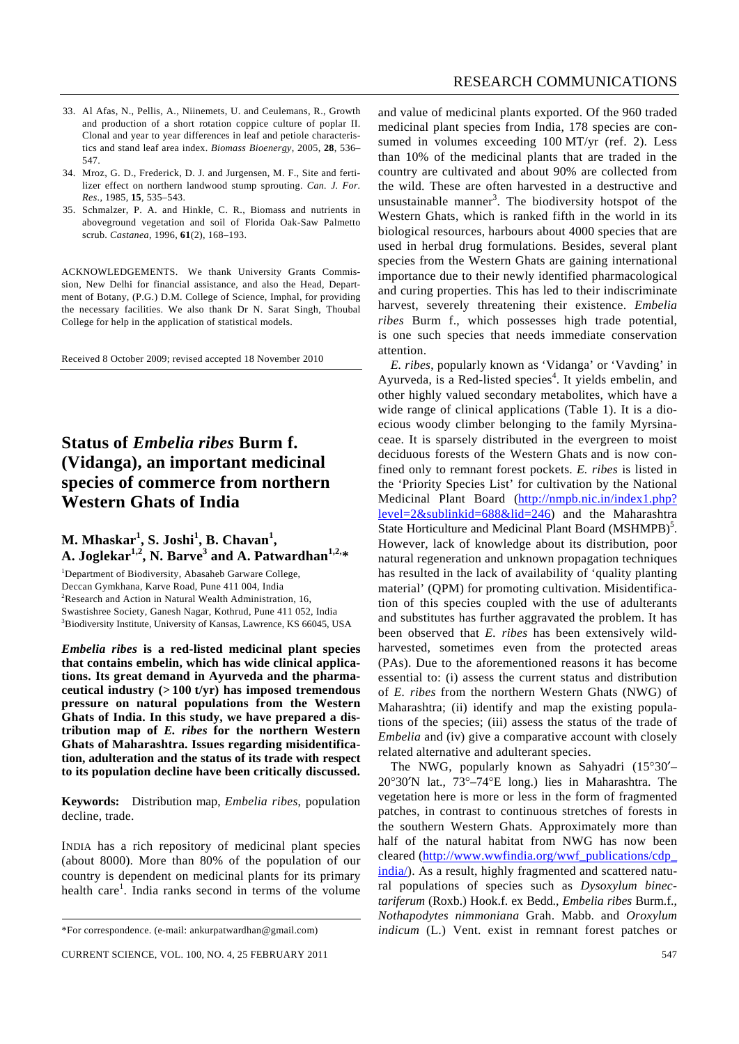33. Al Afas, N., Pellis, A., Niinemets, U. and Ceulemans, R., Growth and production of a short rotation coppice culture of poplar II. Clonal and year to year differences in leaf and petiole characteristics and stand leaf area index. *Biomass Bioenergy*, 2005, **28**, 536–547.
34. Mroz, G. D., Frederick, D. J. and Jurgensen, M. F., Site and fertilizer effect on northern landwood stump sprouting. *Can. J. For. Res.*, 1985, **15**, 535–543.
35. Schmalzer, P. A. and Hinkle, C. R., Biomass and nutrients in aboveground vegetation and soil of Florida Oak-Saw Palmetto scrub. *Castanea*, 1996, **61**(2), 168–193.

ACKNOWLEDGEMENTS. We thank University Grants Commission, New Delhi for financial assistance, and also the Head, Department of Botany, (P.G.) D.M. College of Science, Imphal, for providing the necessary facilities. We also thank Dr N. Sarat Singh, Thoubal College for help in the application of statistical models.

Received 8 October 2009; revised accepted 18 November 2010

# Status of *Embelia ribes* Burm f. (Vidanga), an important medicinal species of commerce from northern Western Ghats of India

**M. Mhaskar[1], S. Joshi[1], B. Chavan[1], A. Joglekar[1,2], N. Barve[3] and A. Patwardhan[1,2,*]**

[1]Department of Biodiversity, Abasaheb Garware College, Deccan Gymkhana, Karve Road, Pune 411 004, India
[2]Research and Action in Natural Wealth Administration, 16, Swastishree Society, Ganesh Nagar, Kothrud, Pune 411 052, India
[3]Biodiversity Institute, University of Kansas, Lawrence, KS 66045, USA

***Embelia ribes*** **is a red-listed medicinal plant species that contains embelin, which has wide clinical applications. Its great demand in Ayurveda and the pharmaceutical industry (> 100 t/yr) has imposed tremendous pressure on natural populations from the Western Ghats of India. In this study, we have prepared a distribution map of** ***E. ribes*** **for the northern Western Ghats of Maharashtra. Issues regarding misidentification, adulteration and the status of its trade with respect to its population decline have been critically discussed.**

**Keywords:** Distribution map, *Embelia ribes*, population decline, trade.

INDIA has a rich repository of medicinal plant species (about 8000). More than 80% of the population of our country is dependent on medicinal plants for its primary health care[1]. India ranks second in terms of the volume and value of medicinal plants exported. Of the 960 traded medicinal plant species from India, 178 species are consumed in volumes exceeding 100 MT/yr (ref. 2). Less than 10% of the medicinal plants that are traded in the country are cultivated and about 90% are collected from the wild. These are often harvested in a destructive and unsustainable manner[3]. The biodiversity hotspot of the Western Ghats, which is ranked fifth in the world in its biological resources, harbours about 4000 species that are used in herbal drug formulations. Besides, several plant species from the Western Ghats are gaining international importance due to their newly identified pharmacological and curing properties. This has led to their indiscriminate harvest, severely threatening their existence. *Embelia ribes* Burm f., which possesses high trade potential, is one such species that needs immediate conservation attention.

*E. ribes*, popularly known as 'Vidanga' or 'Vavding' in Ayurveda, is a Red-listed species[4]. It yields embelin, and other highly valued secondary metabolites, which have a wide range of clinical applications (Table 1). It is a dioecious woody climber belonging to the family Myrsinaceae. It is sparsely distributed in the evergreen to moist deciduous forests of the Western Ghats and is now confined only to remnant forest pockets. *E. ribes* is listed in the 'Priority Species List' for cultivation by the National Medicinal Plant Board (http://nmpb.nic.in/index1.php?level=2&sublinkid=688&lid=246) and the Maharashtra State Horticulture and Medicinal Plant Board (MSHMPB)[5]. However, lack of knowledge about its distribution, poor natural regeneration and unknown propagation techniques has resulted in the lack of availability of 'quality planting material' (QPM) for promoting cultivation. Misidentification of this species coupled with the use of adulterants and substitutes has further aggravated the problem. It has been observed that *E. ribes* has been extensively wild-harvested, sometimes even from the protected areas (PAs). Due to the aforementioned reasons it has become essential to: (i) assess the current status and distribution of *E. ribes* from the northern Western Ghats (NWG) of Maharashtra; (ii) identify and map the existing populations of the species; (iii) assess the status of the trade of *Embelia* and (iv) give a comparative account with closely related alternative and adulterant species.

The NWG, popularly known as Sahyadri (15°30′–20°30′N lat., 73°–74°E long.) lies in Maharashtra. The vegetation here is more or less in the form of fragmented patches, in contrast to continuous stretches of forests in the southern Western Ghats. Approximately more than half of the natural habitat from NWG has now been cleared (http://www.wwfindia.org/wwf_publications/cdp_india/). As a result, highly fragmented and scattered natural populations of species such as *Dysoxylum binectariferum* (Roxb.) Hook.f. ex Bedd., *Embelia ribes* Burm.f., *Nothapodytes nimmoniana* Grah. Mabb. and *Oroxylum indicum* (L.) Vent. exist in remnant forest patches or

*For correspondence. (e-mail: ankurpatwardhan@gmail.com)